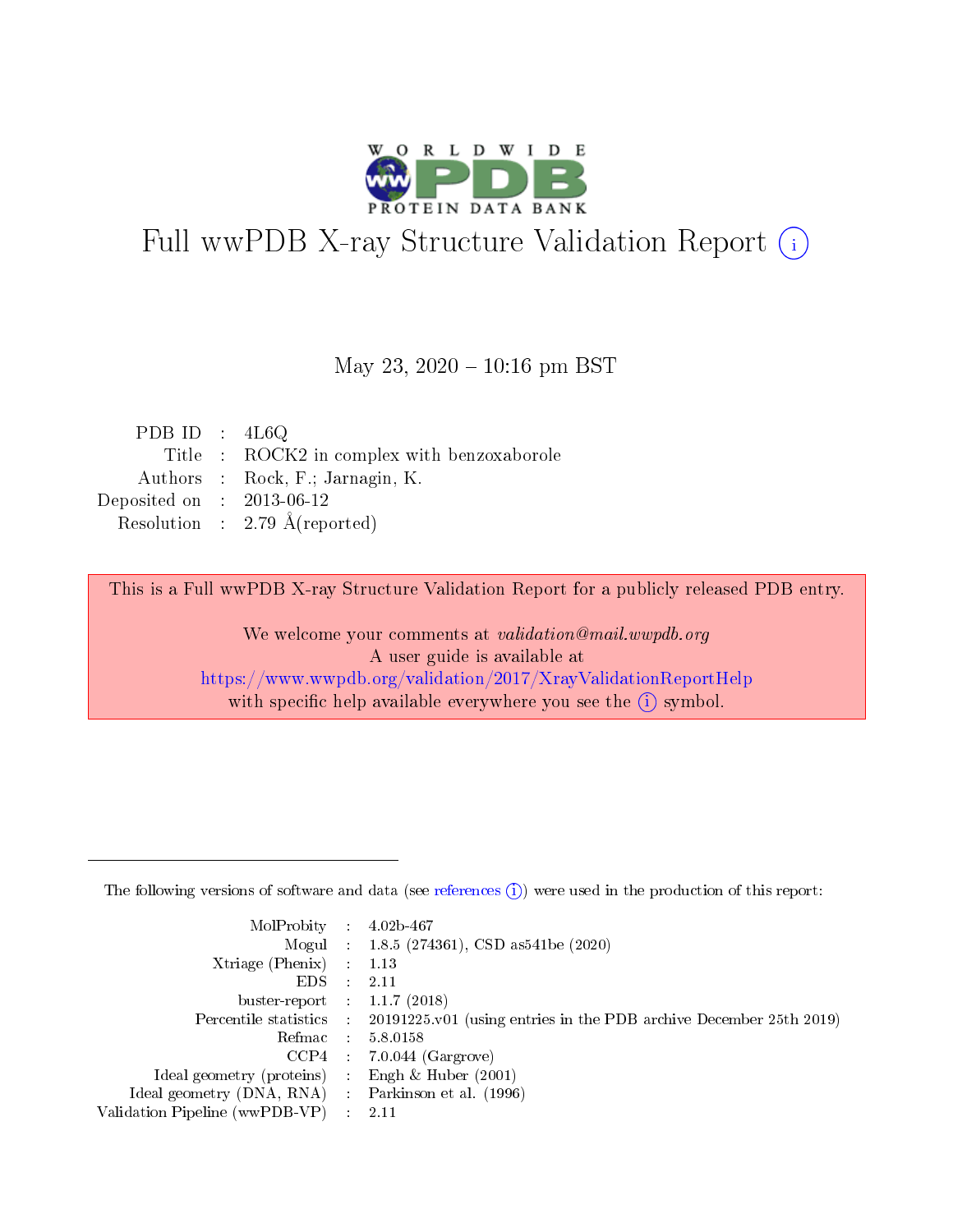# Full wwPDB X-ray Structure Validation Report (i)

May 23, 2020 – 10:16 pm BST

| | | |
|---|---|---|
| PDB ID | : | 4L6Q |
| Title | : | ROCK2 in complex with benzoxaborole |
| Authors | : | Rock, F.; Jarnagin, K. |
| Deposited on | : | 2013-06-12 |
| Resolution | : | 2.79 Å(reported) |

This is a Full wwPDB X-ray Structure Validation Report for a publicly released PDB entry.

We welcome your comments at *validation@mail.wwpdb.org*
A user guide is available at
https://www.wwpdb.org/validation/2017/XrayValidationReportHelp
with specific help available everywhere you see the (i) symbol.

The following versions of software and data (see references (i)) were used in the production of this report:

| | | |
|---|---|---|
| MolProbity | : | 4.02b-467 |
| Mogul | : | 1.8.5 (274361), CSD as541be (2020) |
| Xtriage (Phenix) | : | 1.13 |
| EDS | : | 2.11 |
| buster-report | : | 1.1.7 (2018) |
| Percentile statistics | : | 20191225.v01 (using entries in the PDB archive December 25th 2019) |
| Refmac | : | 5.8.0158 |
| CCP4 | : | 7.0.044 (Gargrove) |
| Ideal geometry (proteins) | : | Engh & Huber (2001) |
| Ideal geometry (DNA, RNA) | : | Parkinson et al. (1996) |
| Validation Pipeline (wwPDB-VP) | : | 2.11 |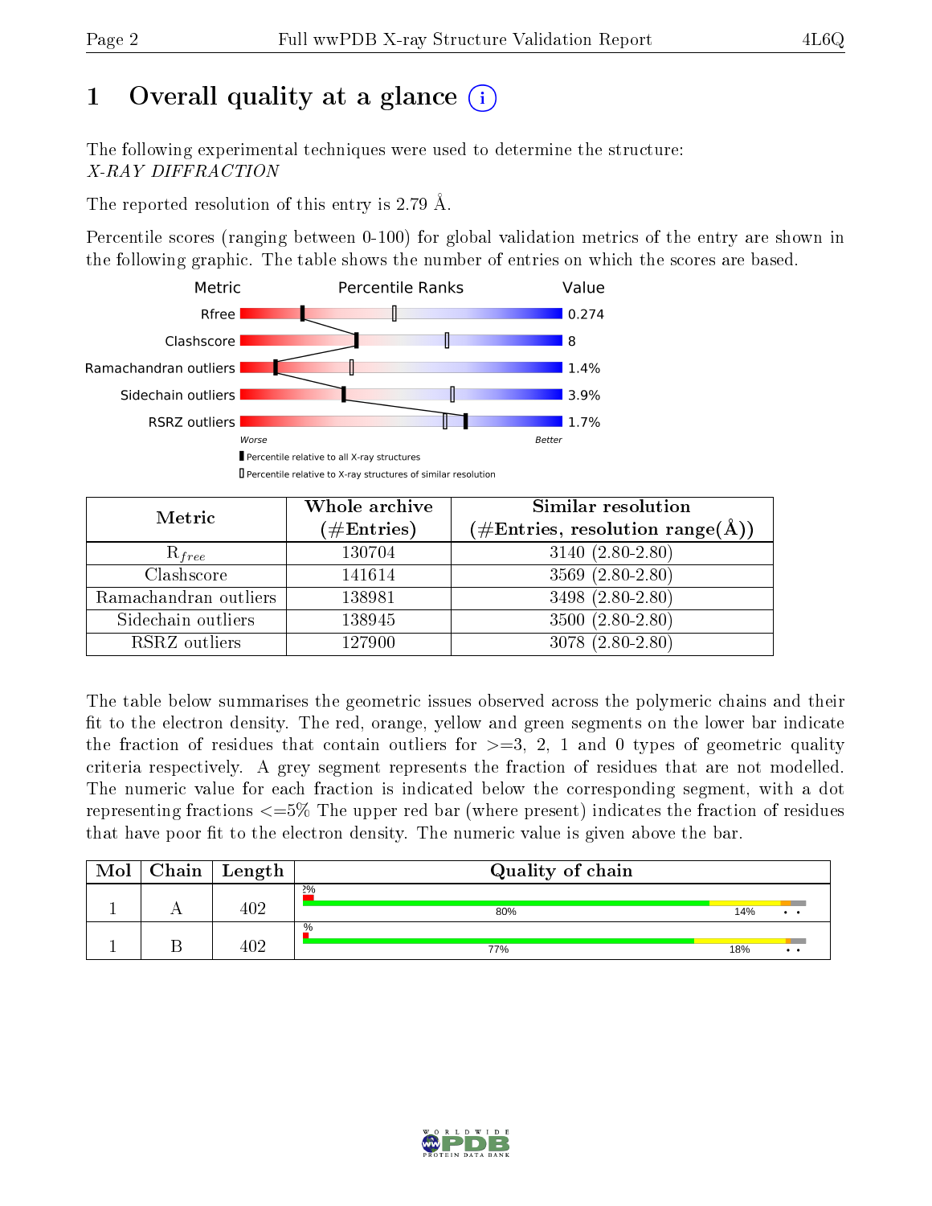# 1 Overall quality at a glance

The following experimental techniques were used to determine the structure:
*X-RAY DIFFRACTION*

The reported resolution of this entry is 2.79 Å.

Percentile scores (ranging between 0-100) for global validation metrics of the entry are shown in the following graphic. The table shows the number of entries on which the scores are based.

| Metric | Value |
|---|---|
| Rfree | 0.274 |
| Clashscore | 8 |
| Ramachandran outliers | 1.4% |
| Sidechain outliers | 3.9% |
| RSRZ outliers | 1.7% |

Worse — Better

▮ Percentile relative to all X-ray structures
▯ Percentile relative to X-ray structures of similar resolution

| Metric | Whole archive (#Entries) | Similar resolution (#Entries, resolution range(Å)) |
|---|---|---|
| $R_{free}$ | 130704 | 3140 (2.80-2.80) |
| Clashscore | 141614 | 3569 (2.80-2.80) |
| Ramachandran outliers | 138981 | 3498 (2.80-2.80) |
| Sidechain outliers | 138945 | 3500 (2.80-2.80) |
| RSRZ outliers | 127900 | 3078 (2.80-2.80) |

The table below summarises the geometric issues observed across the polymeric chains and their fit to the electron density. The red, orange, yellow and green segments on the lower bar indicate the fraction of residues that contain outliers for >=3, 2, 1 and 0 types of geometric quality criteria respectively. A grey segment represents the fraction of residues that are not modelled. The numeric value for each fraction is indicated below the corresponding segment, with a dot representing fractions <=5% The upper red bar (where present) indicates the fraction of residues that have poor fit to the electron density. The numeric value is given above the bar.

| Mol | Chain | Length | Quality of chain |
|---|---|---|---|
| 1 | A | 402 | 2%; 80%, 14%, •, • |
| 1 | B | 402 | %; 77%, 18%, •, • |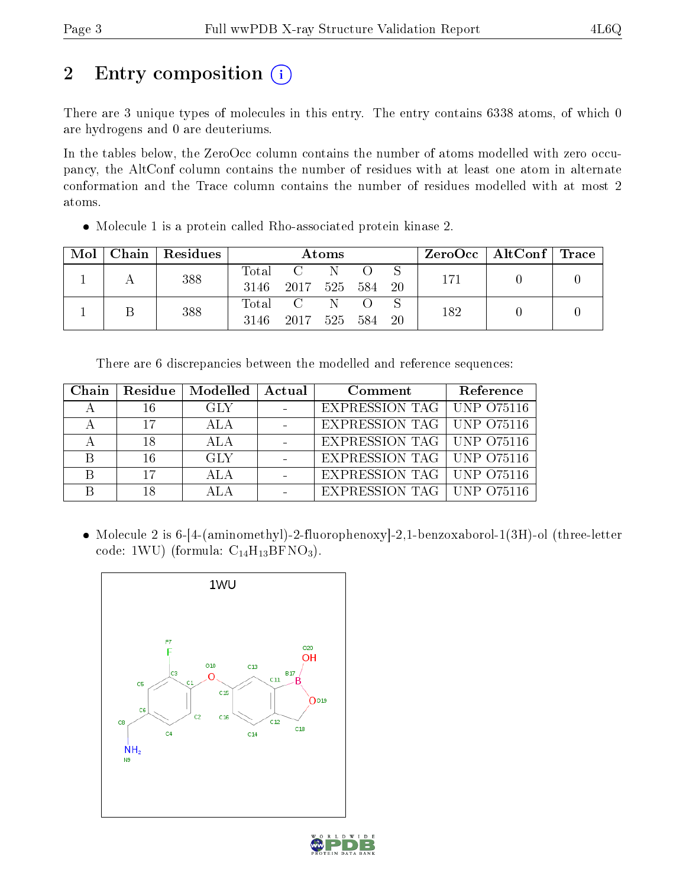# 2 Entry composition

There are 3 unique types of molecules in this entry. The entry contains 6338 atoms, of which 0 are hydrogens and 0 are deuteriums.

In the tables below, the ZeroOcc column contains the number of atoms modelled with zero occupancy, the AltConf column contains the number of residues with at least one atom in alternate conformation and the Trace column contains the number of residues modelled with at most 2 atoms.

- Molecule 1 is a protein called Rho-associated protein kinase 2.

| Mol | Chain | Residues | Atoms | | | | | ZeroOcc | AltConf | Trace |
|---|---|---|---|---|---|---|---|---|---|---|
| 1 | A | 388 | Total 3146 | C 2017 | N 525 | O 584 | S 20 | 171 | 0 | 0 |
| 1 | B | 388 | Total 3146 | C 2017 | N 525 | O 584 | S 20 | 182 | 0 | 0 |

There are 6 discrepancies between the modelled and reference sequences:

| Chain | Residue | Modelled | Actual | Comment | Reference |
|---|---|---|---|---|---|
| A | 16 | GLY | - | EXPRESSION TAG | UNP O75116 |
| A | 17 | ALA | - | EXPRESSION TAG | UNP O75116 |
| A | 18 | ALA | - | EXPRESSION TAG | UNP O75116 |
| B | 16 | GLY | - | EXPRESSION TAG | UNP O75116 |
| B | 17 | ALA | - | EXPRESSION TAG | UNP O75116 |
| B | 18 | ALA | - | EXPRESSION TAG | UNP O75116 |

- Molecule 2 is 6-[4-(aminomethyl)-2-fluorophenoxy]-2,1-benzoxaborol-1(3H)-ol (three-letter code: 1WU) (formula: $C_{14}H_{13}BFNO_3$).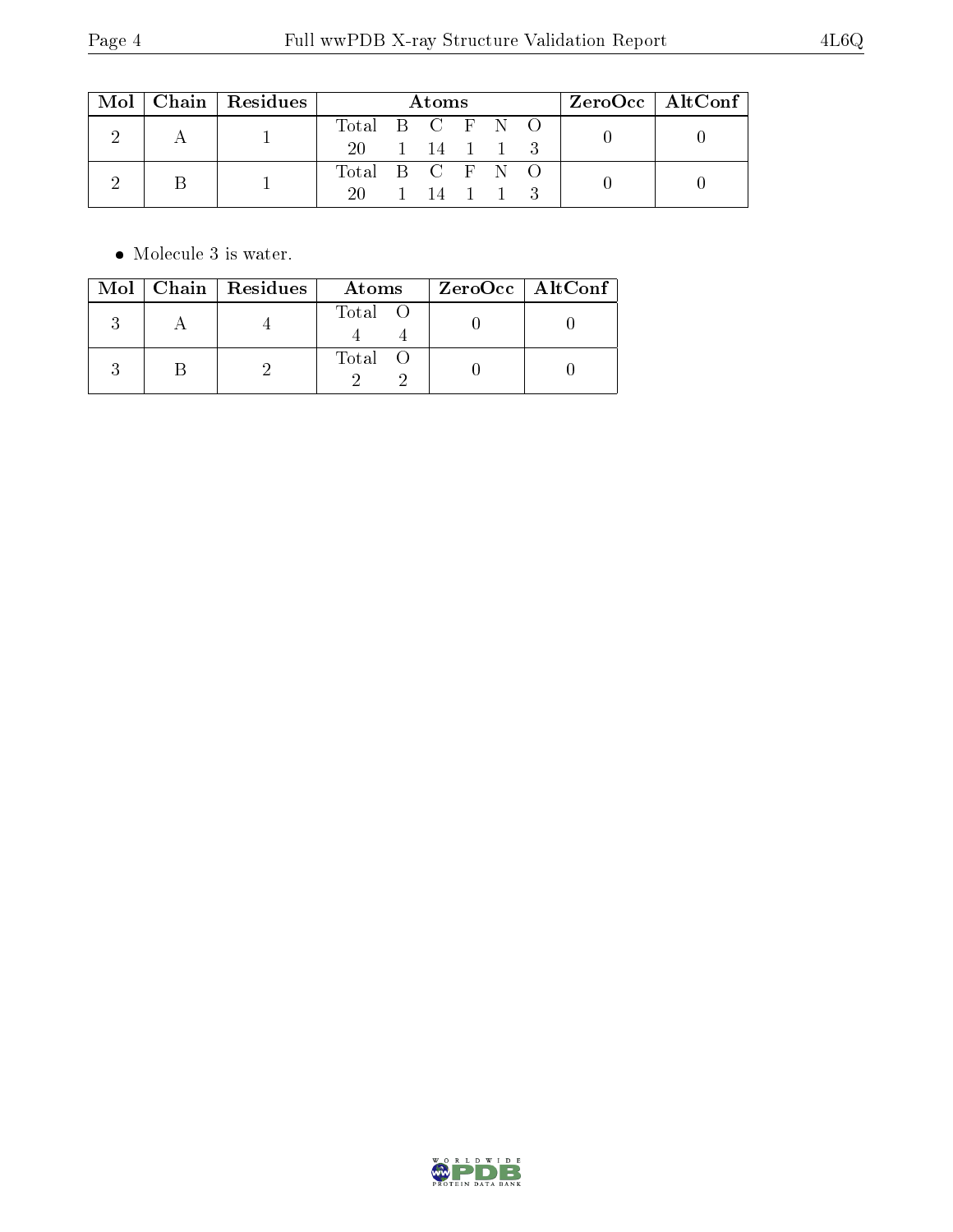| Mol | Chain | Residues | Atoms | | | | | | ZeroOcc | AltConf |
|---|---|---|---|---|---|---|---|---|---|---|
| | | | Total | B | C | F | N | O | | |
| 2 | A | 1 | 20 | 1 | 14 | 1 | 1 | 3 | 0 | 0 |
| 2 | B | 1 | 20 | 1 | 14 | 1 | 1 | 3 | 0 | 0 |

- Molecule 3 is water.

| Mol | Chain | Residues | Atoms | | ZeroOcc | AltConf |
|---|---|---|---|---|---|---|
| | | | Total | O | | |
| 3 | A | 4 | 4 | 4 | 0 | 0 |
| 3 | B | 2 | 2 | 2 | 0 | 0 |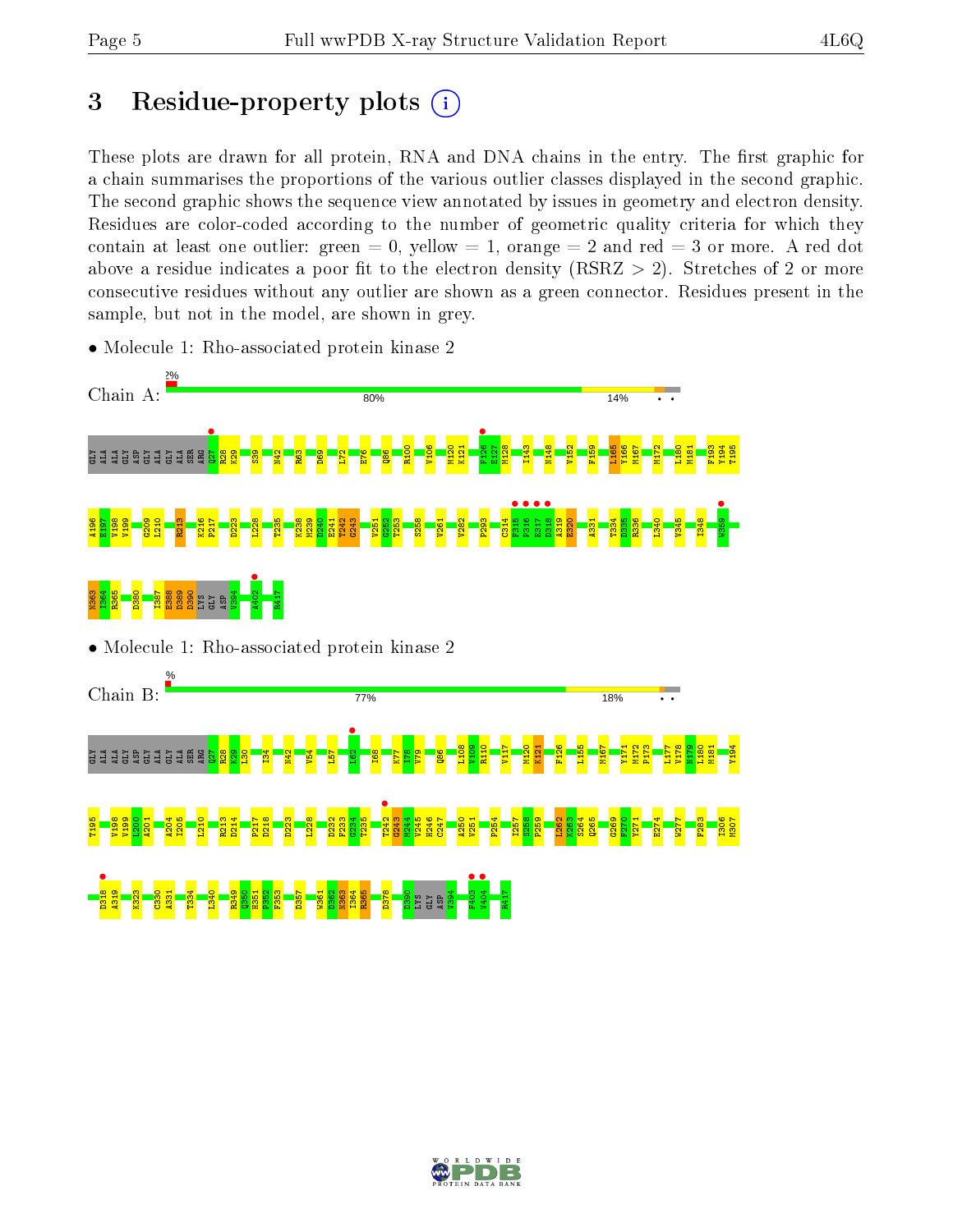# 3 Residue-property plots

These plots are drawn for all protein, RNA and DNA chains in the entry. The first graphic for a chain summarises the proportions of the various outlier classes displayed in the second graphic. The second graphic shows the sequence view annotated by issues in geometry and electron density. Residues are color-coded according to the number of geometric quality criteria for which they contain at least one outlier: green = 0, yellow = 1, orange = 2 and red = 3 or more. A red dot above a residue indicates a poor fit to the electron density (RSRZ > 2). Stretches of 2 or more consecutive residues without any outlier are shown as a green connector. Residues present in the sample, but not in the model, are shown in grey.

- Molecule 1: Rho-associated protein kinase 2

Chain A: 2% | 80% | 14% | • •

GLY ALA ALA GLY ASP GLY ALA GLY ALA SER ARG Q27 R28 K29 S39 N42 R63 D69 L72 E76 Q86 R100 V106 M120 K121 F126 E127 M128 I143 N148 V152 F159 L165 Y166 M167 M172 L180 M181 F193 Y194 T195 A196 E197 I198 V199 G209 L210 R213 K216 P217 D223 L228 T235 K238 M239 D240 E241 T242 G243 V251 G252 T253 S258 V261 V282 P293 C314 F315 P316 E317 D318 A319 E320 A331 T334 D335 R336 L340 V345 I348 W359 N363 I364 K365 D380 I387 E388 D389 D390 LYS GLY ASP V394 A402 R417

- Molecule 1: Rho-associated protein kinase 2

Chain B: % | 77% | 18% | • •

GLY ALA ALA GLY ASP GLY ALA GLY ALA SER ARG Q27 R28 K29 L30 I34 N42 V54 L57 L62 I68 K77 I78 V79 Q86 L108 V109 R110 V117 M120 K121 F126 L155 M167 Y171 M172 P173 L177 V178 N179 L180 M181 Y194 T195 V198 V199 I200 A201 A204 I205 L210 R213 D214 P217 D218 D223 L228 D232 F233 G234 T235 T242 G243 M244 V245 H246 C247 A250 V251 P254 I257 S258 P259 L262 K263 S264 Q265 G269 F270 Y271 E274 W277 F283 I306 M307 D318 A319 K323 C330 A331 T334 L340 R349 Q350 H351 F352 F353 D357 W361 D362 N363 I364 R365 D378 D390 LYS GLY ASP V394 F403 V404 R417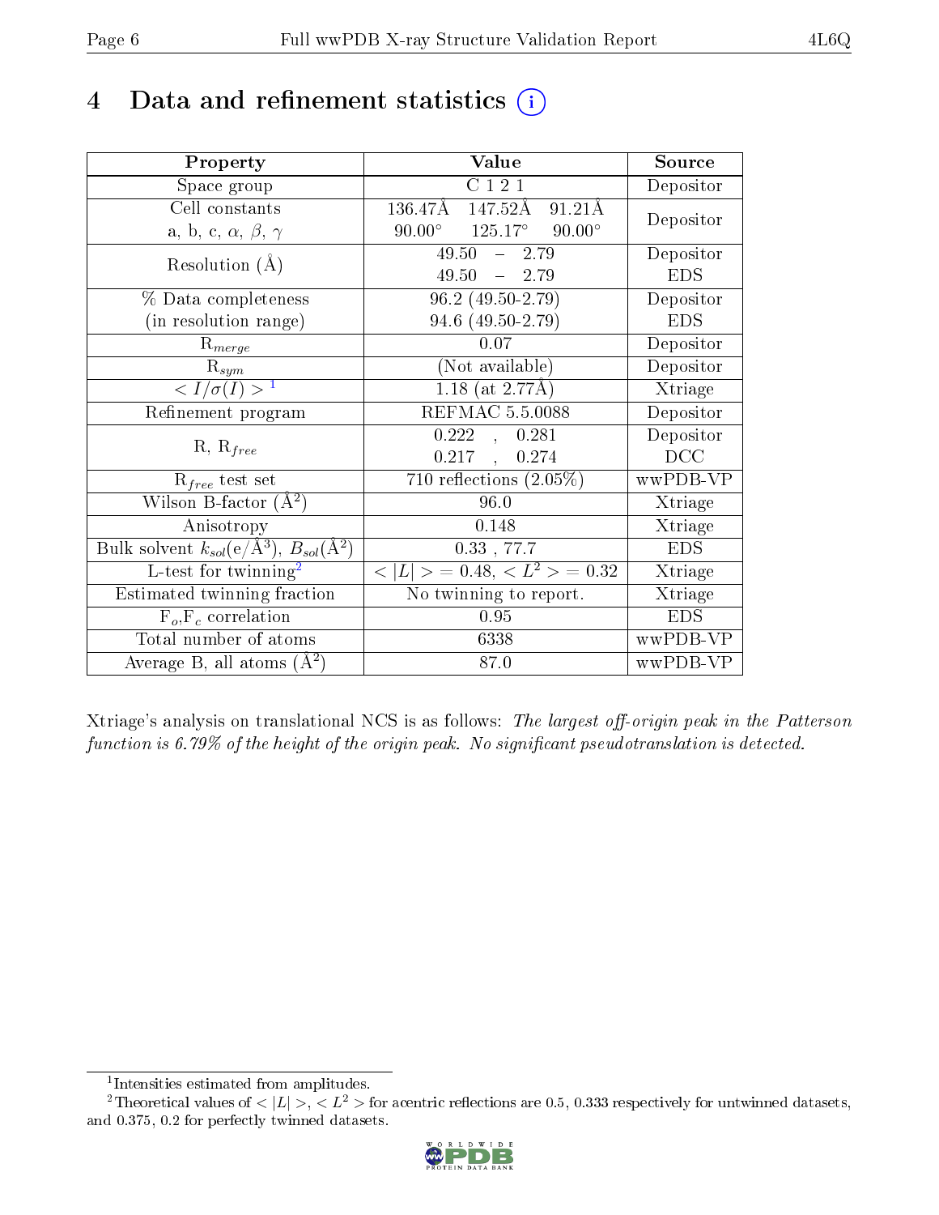# 4 Data and refinement statistics (i)

| Property | Value | Source |
|---|---|---|
| Space group | C 1 2 1 | Depositor |
| Cell constants<br>a, b, c, $\alpha$, $\beta$, $\gamma$ | 136.47Å 147.52Å 91.21Å<br>90.00° 125.17° 90.00° | Depositor |
| Resolution (Å) | 49.50 – 2.79<br>49.50 – 2.79 | Depositor<br>EDS |
| % Data completeness<br>(in resolution range) | 96.2 (49.50-2.79)<br>94.6 (49.50-2.79) | Depositor<br>EDS |
| $R_{merge}$ | 0.07 | Depositor |
| $R_{sym}$ | (Not available) | Depositor |
| $< I/\sigma(I) >$ [1] | 1.18 (at 2.77Å) | Xtriage |
| Refinement program | REFMAC 5.5.0088 | Depositor |
| R, $R_{free}$ | 0.222 , 0.281<br>0.217 , 0.274 | Depositor<br>DCC |
| $R_{free}$ test set | 710 reflections (2.05%) | wwPDB-VP |
| Wilson B-factor (Å$^2$) | 96.0 | Xtriage |
| Anisotropy | 0.148 | Xtriage |
| Bulk solvent $k_{sol}$(e/Å$^3$), $B_{sol}$(Å$^2$) | 0.33 , 77.7 | EDS |
| L-test for twinning[2] | $< \|L\| >$ = 0.48, $< L^2 >$ = 0.32 | Xtriage |
| Estimated twinning fraction | No twinning to report. | Xtriage |
| $F_o$,$F_c$ correlation | 0.95 | EDS |
| Total number of atoms | 6338 | wwPDB-VP |
| Average B, all atoms (Å$^2$) | 87.0 | wwPDB-VP |

Xtriage's analysis on translational NCS is as follows: *The largest off-origin peak in the Patterson function is 6.79% of the height of the origin peak. No significant pseudotranslation is detected.*

[1] Intensities estimated from amplitudes.

[2] Theoretical values of $< |L| >$, $< L^2 >$ for acentric reflections are 0.5, 0.333 respectively for untwinned datasets, and 0.375, 0.2 for perfectly twinned datasets.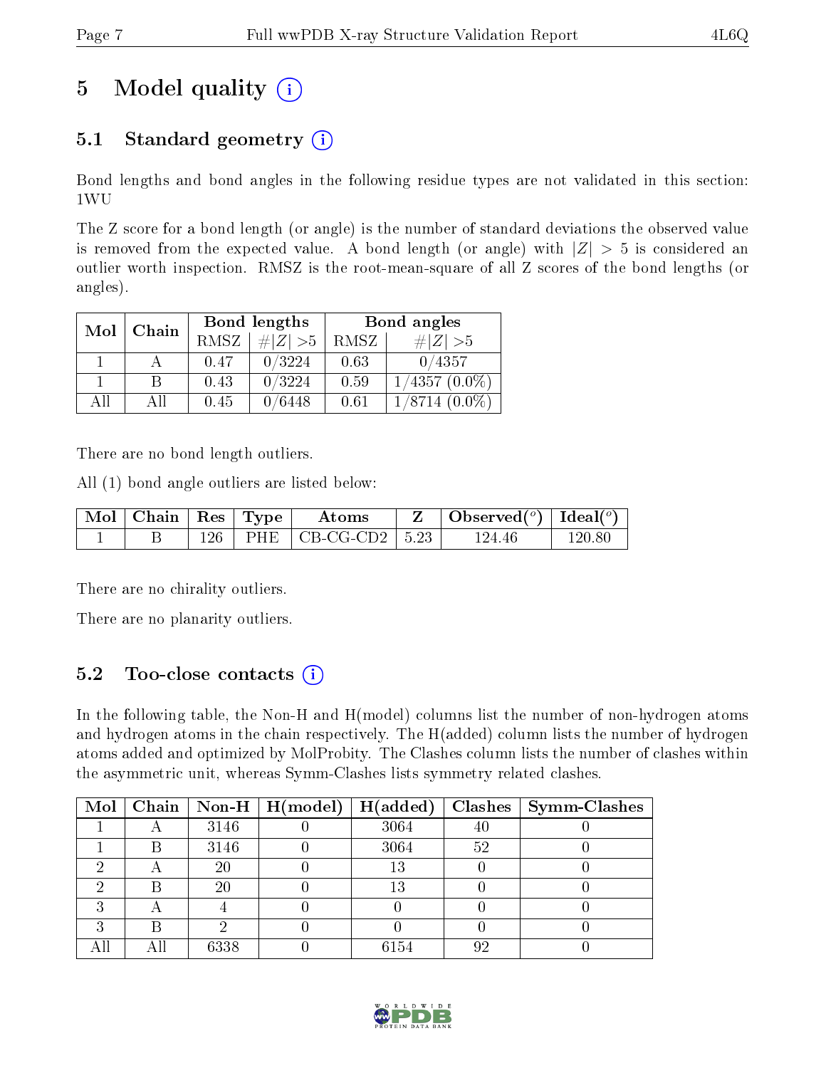# 5 Model quality (i)

## 5.1 Standard geometry (i)

Bond lengths and bond angles in the following residue types are not validated in this section: 1WU

The Z score for a bond length (or angle) is the number of standard deviations the observed value is removed from the expected value. A bond length (or angle) with $|Z| > 5$ is considered an outlier worth inspection. RMSZ is the root-mean-square of all Z scores of the bond lengths (or angles).

| Mol | Chain | Bond lengths | | Bond angles | |
|---|---|---|---|---|---|
| | | RMSZ | $\#\|Z\| > 5$ | RMSZ | $\#\|Z\| > 5$ |
| 1 | A | 0.47 | 0/3224 | 0.63 | 0/4357 |
| 1 | B | 0.43 | 0/3224 | 0.59 | 1/4357 (0.0%) |
| All | All | 0.45 | 0/6448 | 0.61 | 1/8714 (0.0%) |

There are no bond length outliers.

All (1) bond angle outliers are listed below:

| Mol | Chain | Res | Type | Atoms | Z | Observed(°) | Ideal(°) |
|---|---|---|---|---|---|---|---|
| 1 | B | 126 | PHE | CB-CG-CD2 | 5.23 | 124.46 | 120.80 |

There are no chirality outliers.

There are no planarity outliers.

## 5.2 Too-close contacts (i)

In the following table, the Non-H and H(model) columns list the number of non-hydrogen atoms and hydrogen atoms in the chain respectively. The H(added) column lists the number of hydrogen atoms added and optimized by MolProbity. The Clashes column lists the number of clashes within the asymmetric unit, whereas Symm-Clashes lists symmetry related clashes.

| Mol | Chain | Non-H | H(model) | H(added) | Clashes | Symm-Clashes |
|---|---|---|---|---|---|---|
| 1 | A | 3146 | 0 | 3064 | 40 | 0 |
| 1 | B | 3146 | 0 | 3064 | 52 | 0 |
| 2 | A | 20 | 0 | 13 | 0 | 0 |
| 2 | B | 20 | 0 | 13 | 0 | 0 |
| 3 | A | 4 | 0 | 0 | 0 | 0 |
| 3 | B | 2 | 0 | 0 | 0 | 0 |
| All | All | 6338 | 0 | 6154 | 92 | 0 |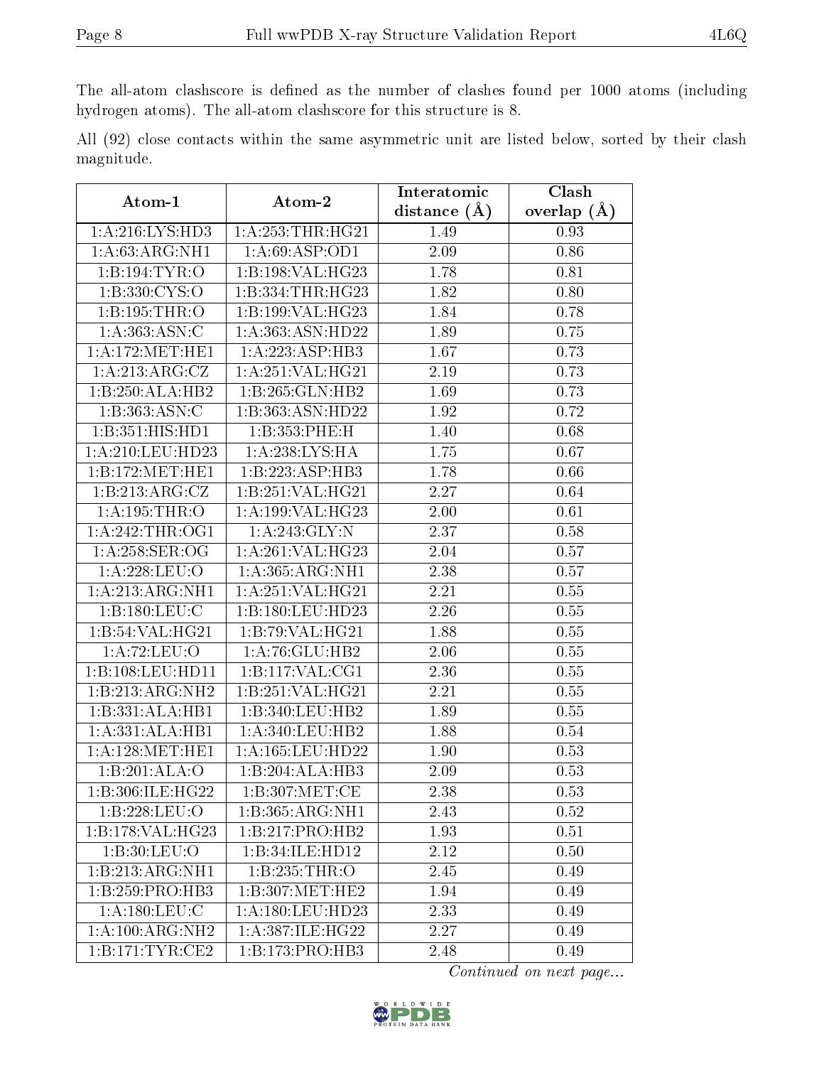The all-atom clashscore is defined as the number of clashes found per 1000 atoms (including hydrogen atoms). The all-atom clashscore for this structure is 8.

All (92) close contacts within the same asymmetric unit are listed below, sorted by their clash magnitude.

| Atom-1 | Atom-2 | Interatomic distance (Å) | Clash overlap (Å) |
|---|---|---|---|
| 1:A:216:LYS:HD3 | 1:A:253:THR:HG21 | 1.49 | 0.93 |
| 1:A:63:ARG:NH1 | 1:A:69:ASP:OD1 | 2.09 | 0.86 |
| 1:B:194:TYR:O | 1:B:198:VAL:HG23 | 1.78 | 0.81 |
| 1:B:330:CYS:O | 1:B:334:THR:HG23 | 1.82 | 0.80 |
| 1:B:195:THR:O | 1:B:199:VAL:HG23 | 1.84 | 0.78 |
| 1:A:363:ASN:C | 1:A:363:ASN:HD22 | 1.89 | 0.75 |
| 1:A:172:MET:HE1 | 1:A:223:ASP:HB3 | 1.67 | 0.73 |
| 1:A:213:ARG:CZ | 1:A:251:VAL:HG21 | 2.19 | 0.73 |
| 1:B:250:ALA:HB2 | 1:B:265:GLN:HB2 | 1.69 | 0.73 |
| 1:B:363:ASN:C | 1:B:363:ASN:HD22 | 1.92 | 0.72 |
| 1:B:351:HIS:HD1 | 1:B:353:PHE:H | 1.40 | 0.68 |
| 1:A:210:LEU:HD23 | 1:A:238:LYS:HA | 1.75 | 0.67 |
| 1:B:172:MET:HE1 | 1:B:223:ASP:HB3 | 1.78 | 0.66 |
| 1:B:213:ARG:CZ | 1:B:251:VAL:HG21 | 2.27 | 0.64 |
| 1:A:195:THR:O | 1:A:199:VAL:HG23 | 2.00 | 0.61 |
| 1:A:242:THR:OG1 | 1:A:243:GLY:N | 2.37 | 0.58 |
| 1:A:258:SER:OG | 1:A:261:VAL:HG23 | 2.04 | 0.57 |
| 1:A:228:LEU:O | 1:A:365:ARG:NH1 | 2.38 | 0.57 |
| 1:A:213:ARG:NH1 | 1:A:251:VAL:HG21 | 2.21 | 0.55 |
| 1:B:180:LEU:C | 1:B:180:LEU:HD23 | 2.26 | 0.55 |
| 1:B:54:VAL:HG21 | 1:B:79:VAL:HG21 | 1.88 | 0.55 |
| 1:A:72:LEU:O | 1:A:76:GLU:HB2 | 2.06 | 0.55 |
| 1:B:108:LEU:HD11 | 1:B:117:VAL:CG1 | 2.36 | 0.55 |
| 1:B:213:ARG:NH2 | 1:B:251:VAL:HG21 | 2.21 | 0.55 |
| 1:B:331:ALA:HB1 | 1:B:340:LEU:HB2 | 1.89 | 0.55 |
| 1:A:331:ALA:HB1 | 1:A:340:LEU:HB2 | 1.88 | 0.54 |
| 1:A:128:MET:HE1 | 1:A:165:LEU:HD22 | 1.90 | 0.53 |
| 1:B:201:ALA:O | 1:B:204:ALA:HB3 | 2.09 | 0.53 |
| 1:B:306:ILE:HG22 | 1:B:307:MET:CE | 2.38 | 0.53 |
| 1:B:228:LEU:O | 1:B:365:ARG:NH1 | 2.43 | 0.52 |
| 1:B:178:VAL:HG23 | 1:B:217:PRO:HB2 | 1.93 | 0.51 |
| 1:B:30:LEU:O | 1:B:34:ILE:HD12 | 2.12 | 0.50 |
| 1:B:213:ARG:NH1 | 1:B:235:THR:O | 2.45 | 0.49 |
| 1:B:259:PRO:HB3 | 1:B:307:MET:HE2 | 1.94 | 0.49 |
| 1:A:180:LEU:C | 1:A:180:LEU:HD23 | 2.33 | 0.49 |
| 1:A:100:ARG:NH2 | 1:A:387:ILE:HG22 | 2.27 | 0.49 |
| 1:B:171:TYR:CE2 | 1:B:173:PRO:HB3 | 2.48 | 0.49 |

*Continued on next page...*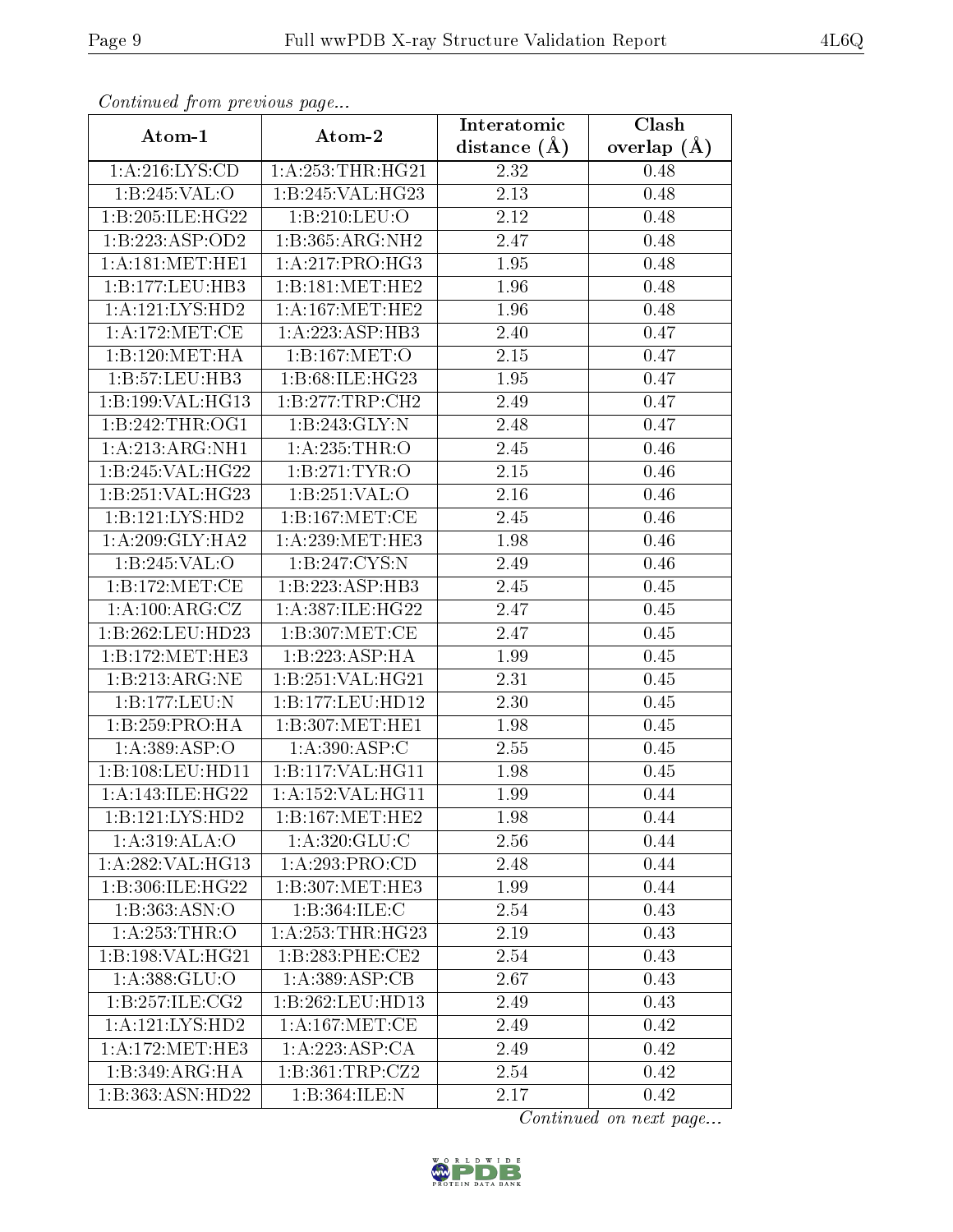*Continued from previous page...*

| Atom-1 | Atom-2 | Interatomic distance (Å) | Clash overlap (Å) |
| --- | --- | --- | --- |
| 1:A:216:LYS:CD | 1:A:253:THR:HG21 | 2.32 | 0.48 |
| 1:B:245:VAL:O | 1:B:245:VAL:HG23 | 2.13 | 0.48 |
| 1:B:205:ILE:HG22 | 1:B:210:LEU:O | 2.12 | 0.48 |
| 1:B:223:ASP:OD2 | 1:B:365:ARG:NH2 | 2.47 | 0.48 |
| 1:A:181:MET:HE1 | 1:A:217:PRO:HG3 | 1.95 | 0.48 |
| 1:B:177:LEU:HB3 | 1:B:181:MET:HE2 | 1.96 | 0.48 |
| 1:A:121:LYS:HD2 | 1:A:167:MET:HE2 | 1.96 | 0.48 |
| 1:A:172:MET:CE | 1:A:223:ASP:HB3 | 2.40 | 0.47 |
| 1:B:120:MET:HA | 1:B:167:MET:O | 2.15 | 0.47 |
| 1:B:57:LEU:HB3 | 1:B:68:ILE:HG23 | 1.95 | 0.47 |
| 1:B:199:VAL:HG13 | 1:B:277:TRP:CH2 | 2.49 | 0.47 |
| 1:B:242:THR:OG1 | 1:B:243:GLY:N | 2.48 | 0.47 |
| 1:A:213:ARG:NH1 | 1:A:235:THR:O | 2.45 | 0.46 |
| 1:B:245:VAL:HG22 | 1:B:271:TYR:O | 2.15 | 0.46 |
| 1:B:251:VAL:HG23 | 1:B:251:VAL:O | 2.16 | 0.46 |
| 1:B:121:LYS:HD2 | 1:B:167:MET:CE | 2.45 | 0.46 |
| 1:A:209:GLY:HA2 | 1:A:239:MET:HE3 | 1.98 | 0.46 |
| 1:B:245:VAL:O | 1:B:247:CYS:N | 2.49 | 0.46 |
| 1:B:172:MET:CE | 1:B:223:ASP:HB3 | 2.45 | 0.45 |
| 1:A:100:ARG:CZ | 1:A:387:ILE:HG22 | 2.47 | 0.45 |
| 1:B:262:LEU:HD23 | 1:B:307:MET:CE | 2.47 | 0.45 |
| 1:B:172:MET:HE3 | 1:B:223:ASP:HA | 1.99 | 0.45 |
| 1:B:213:ARG:NE | 1:B:251:VAL:HG21 | 2.31 | 0.45 |
| 1:B:177:LEU:N | 1:B:177:LEU:HD12 | 2.30 | 0.45 |
| 1:B:259:PRO:HA | 1:B:307:MET:HE1 | 1.98 | 0.45 |
| 1:A:389:ASP:O | 1:A:390:ASP:C | 2.55 | 0.45 |
| 1:B:108:LEU:HD11 | 1:B:117:VAL:HG11 | 1.98 | 0.45 |
| 1:A:143:ILE:HG22 | 1:A:152:VAL:HG11 | 1.99 | 0.44 |
| 1:B:121:LYS:HD2 | 1:B:167:MET:HE2 | 1.98 | 0.44 |
| 1:A:319:ALA:O | 1:A:320:GLU:C | 2.56 | 0.44 |
| 1:A:282:VAL:HG13 | 1:A:293:PRO:CD | 2.48 | 0.44 |
| 1:B:306:ILE:HG22 | 1:B:307:MET:HE3 | 1.99 | 0.44 |
| 1:B:363:ASN:O | 1:B:364:ILE:C | 2.54 | 0.43 |
| 1:A:253:THR:O | 1:A:253:THR:HG23 | 2.19 | 0.43 |
| 1:B:198:VAL:HG21 | 1:B:283:PHE:CE2 | 2.54 | 0.43 |
| 1:A:388:GLU:O | 1:A:389:ASP:CB | 2.67 | 0.43 |
| 1:B:257:ILE:CG2 | 1:B:262:LEU:HD13 | 2.49 | 0.43 |
| 1:A:121:LYS:HD2 | 1:A:167:MET:CE | 2.49 | 0.42 |
| 1:A:172:MET:HE3 | 1:A:223:ASP:CA | 2.49 | 0.42 |
| 1:B:349:ARG:HA | 1:B:361:TRP:CZ2 | 2.54 | 0.42 |
| 1:B:363:ASN:HD22 | 1:B:364:ILE:N | 2.17 | 0.42 |

*Continued on next page...*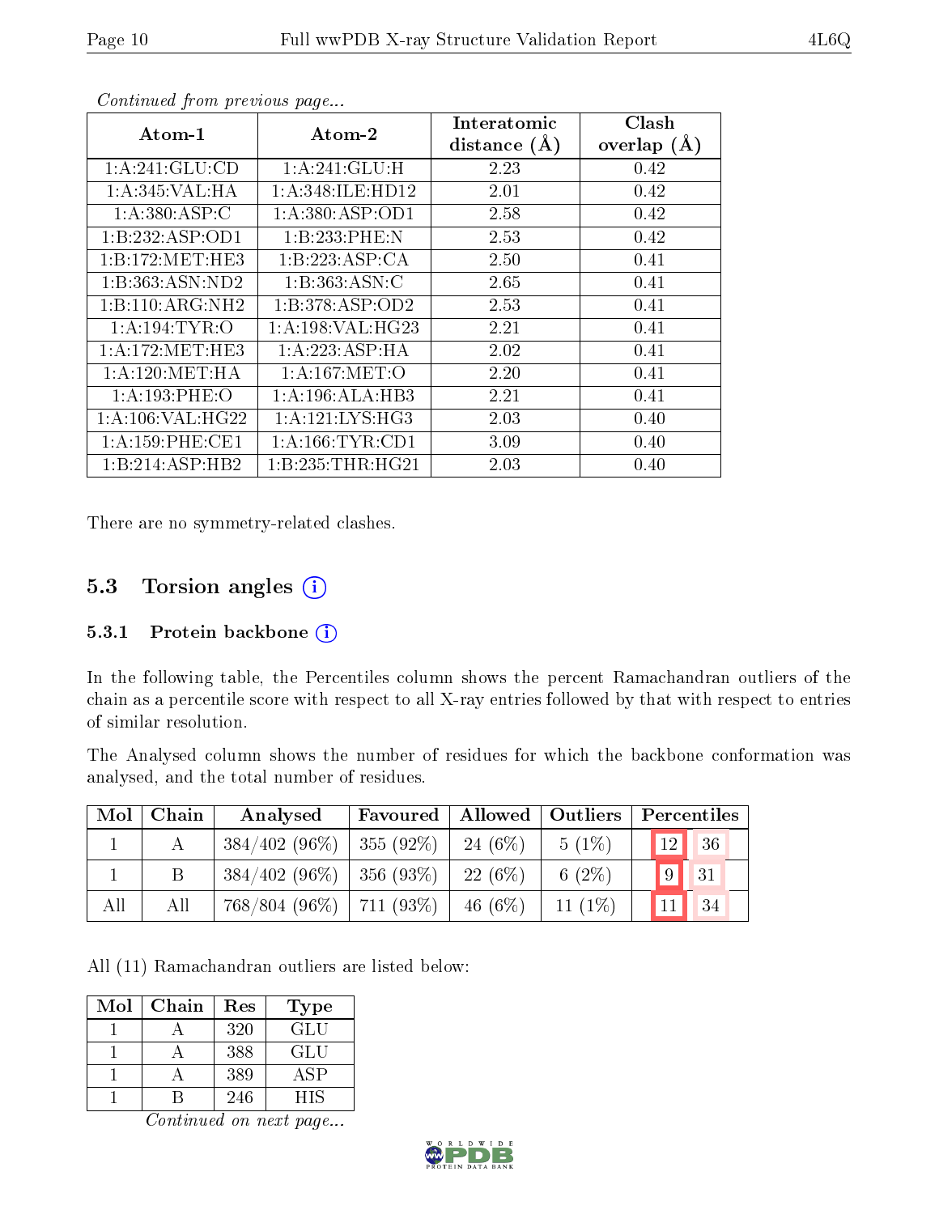*Continued from previous page...*

| Atom-1 | Atom-2 | Interatomic distance (Å) | Clash overlap (Å) |
|---|---|---|---|
| 1:A:241:GLU:CD | 1:A:241:GLU:H | 2.23 | 0.42 |
| 1:A:345:VAL:HA | 1:A:348:ILE:HD12 | 2.01 | 0.42 |
| 1:A:380:ASP:C | 1:A:380:ASP:OD1 | 2.58 | 0.42 |
| 1:B:232:ASP:OD1 | 1:B:233:PHE:N | 2.53 | 0.42 |
| 1:B:172:MET:HE3 | 1:B:223:ASP:CA | 2.50 | 0.41 |
| 1:B:363:ASN:ND2 | 1:B:363:ASN:C | 2.65 | 0.41 |
| 1:B:110:ARG:NH2 | 1:B:378:ASP:OD2 | 2.53 | 0.41 |
| 1:A:194:TYR:O | 1:A:198:VAL:HG23 | 2.21 | 0.41 |
| 1:A:172:MET:HE3 | 1:A:223:ASP:HA | 2.02 | 0.41 |
| 1:A:120:MET:HA | 1:A:167:MET:O | 2.20 | 0.41 |
| 1:A:193:PHE:O | 1:A:196:ALA:HB3 | 2.21 | 0.41 |
| 1:A:106:VAL:HG22 | 1:A:121:LYS:HG3 | 2.03 | 0.40 |
| 1:A:159:PHE:CE1 | 1:A:166:TYR:CD1 | 3.09 | 0.40 |
| 1:B:214:ASP:HB2 | 1:B:235:THR:HG21 | 2.03 | 0.40 |

There are no symmetry-related clashes.

## 5.3 Torsion angles

### 5.3.1 Protein backbone

In the following table, the Percentiles column shows the percent Ramachandran outliers of the chain as a percentile score with respect to all X-ray entries followed by that with respect to entries of similar resolution.

The Analysed column shows the number of residues for which the backbone conformation was analysed, and the total number of residues.

| Mol | Chain | Analysed | Favoured | Allowed | Outliers | Percentiles | |
|---|---|---|---|---|---|---|---|
| 1 | A | 384/402 (96%) | 355 (92%) | 24 (6%) | 5 (1%) | 12 | 36 |
| 1 | B | 384/402 (96%) | 356 (93%) | 22 (6%) | 6 (2%) | 9 | 31 |
| All | All | 768/804 (96%) | 711 (93%) | 46 (6%) | 11 (1%) | 11 | 34 |

All (11) Ramachandran outliers are listed below:

| Mol | Chain | Res | Type |
|---|---|---|---|
| 1 | A | 320 | GLU |
| 1 | A | 388 | GLU |
| 1 | A | 389 | ASP |
| 1 | B | 246 | HIS |

*Continued on next page...*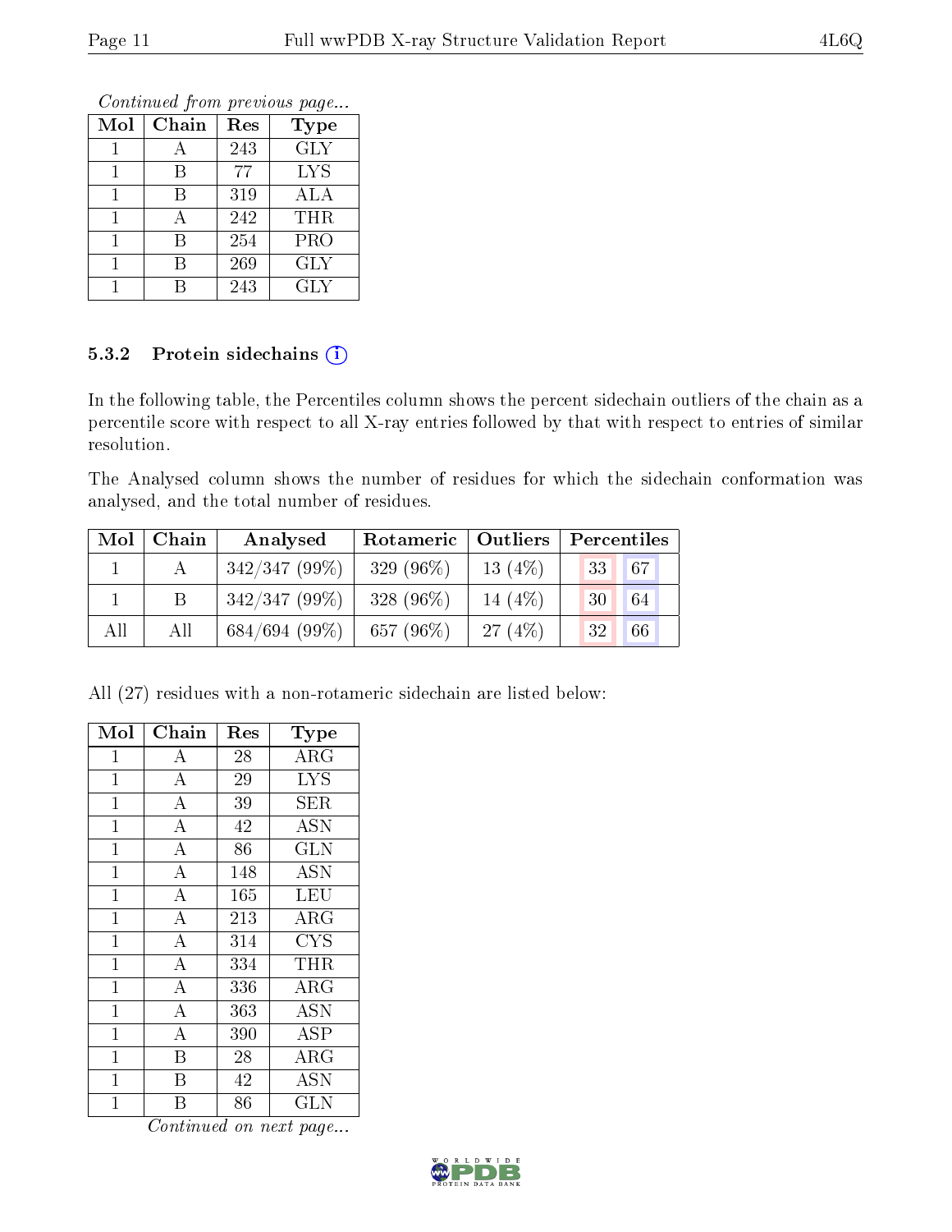*Continued from previous page...*

| Mol | Chain | Res | Type |
|---|---|---|---|
| 1 | A | 243 | GLY |
| 1 | B | 77 | LYS |
| 1 | B | 319 | ALA |
| 1 | A | 242 | THR |
| 1 | B | 254 | PRO |
| 1 | B | 269 | GLY |
| 1 | B | 243 | GLY |

### 5.3.2 Protein sidechains (i)

In the following table, the Percentiles column shows the percent sidechain outliers of the chain as a percentile score with respect to all X-ray entries followed by that with respect to entries of similar resolution.

The Analysed column shows the number of residues for which the sidechain conformation was analysed, and the total number of residues.

| Mol | Chain | Analysed | Rotameric | Outliers | Percentiles | |
|---|---|---|---|---|---|---|
| 1 | A | 342/347 (99%) | 329 (96%) | 13 (4%) | 33 | 67 |
| 1 | B | 342/347 (99%) | 328 (96%) | 14 (4%) | 30 | 64 |
| All | All | 684/694 (99%) | 657 (96%) | 27 (4%) | 32 | 66 |

All (27) residues with a non-rotameric sidechain are listed below:

| Mol | Chain | Res | Type |
|---|---|---|---|
| 1 | A | 28 | ARG |
| 1 | A | 29 | LYS |
| 1 | A | 39 | SER |
| 1 | A | 42 | ASN |
| 1 | A | 86 | GLN |
| 1 | A | 148 | ASN |
| 1 | A | 165 | LEU |
| 1 | A | 213 | ARG |
| 1 | A | 314 | CYS |
| 1 | A | 334 | THR |
| 1 | A | 336 | ARG |
| 1 | A | 363 | ASN |
| 1 | A | 390 | ASP |
| 1 | B | 28 | ARG |
| 1 | B | 42 | ASN |
| 1 | B | 86 | GLN |

*Continued on next page...*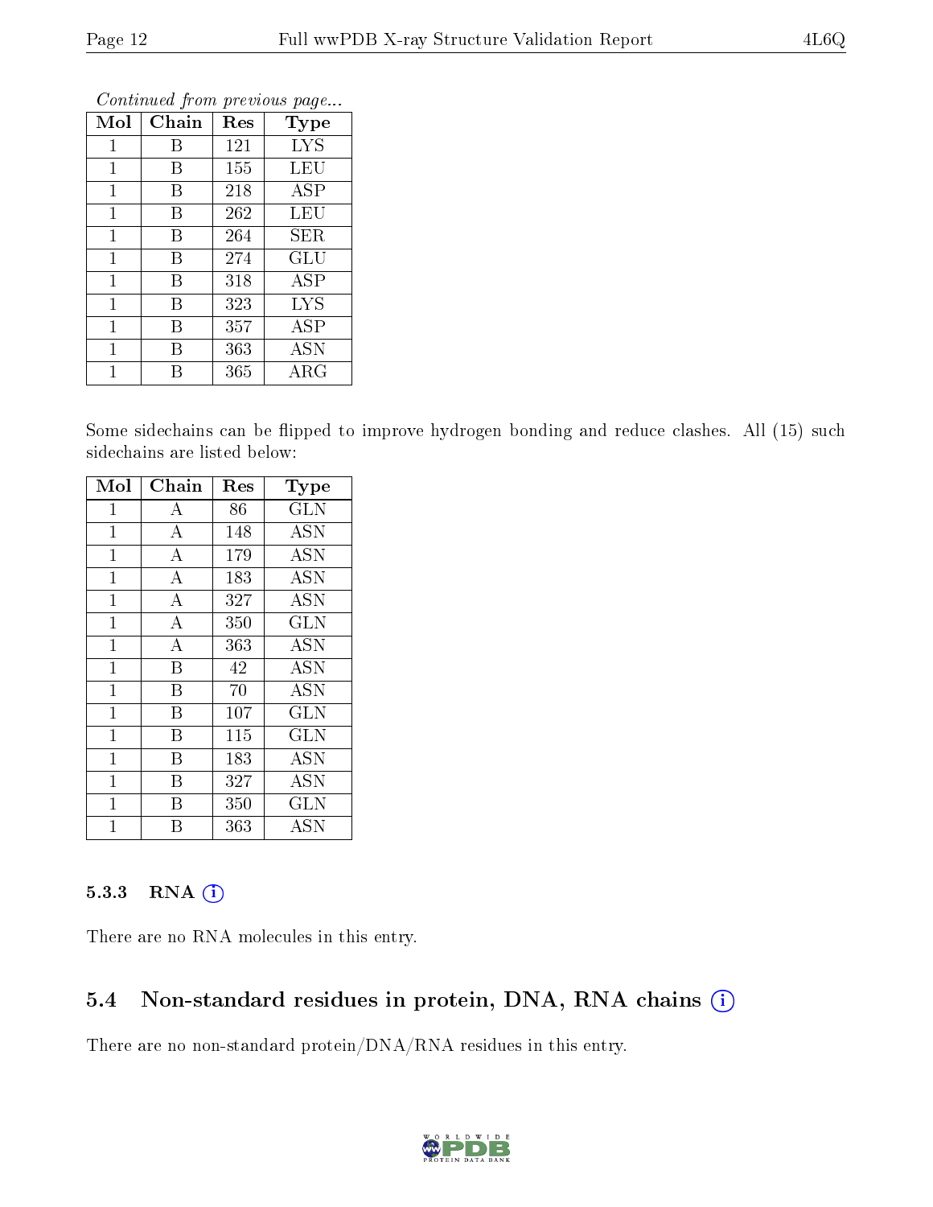*Continued from previous page...*

| Mol | Chain | Res | Type |
|---|---|---|---|
| 1 | B | 121 | LYS |
| 1 | B | 155 | LEU |
| 1 | B | 218 | ASP |
| 1 | B | 262 | LEU |
| 1 | B | 264 | SER |
| 1 | B | 274 | GLU |
| 1 | B | 318 | ASP |
| 1 | B | 323 | LYS |
| 1 | B | 357 | ASP |
| 1 | B | 363 | ASN |
| 1 | B | 365 | ARG |

Some sidechains can be flipped to improve hydrogen bonding and reduce clashes. All (15) such sidechains are listed below:

| Mol | Chain | Res | Type |
|---|---|---|---|
| 1 | A | 86 | GLN |
| 1 | A | 148 | ASN |
| 1 | A | 179 | ASN |
| 1 | A | 183 | ASN |
| 1 | A | 327 | ASN |
| 1 | A | 350 | GLN |
| 1 | A | 363 | ASN |
| 1 | B | 42 | ASN |
| 1 | B | 70 | ASN |
| 1 | B | 107 | GLN |
| 1 | B | 115 | GLN |
| 1 | B | 183 | ASN |
| 1 | B | 327 | ASN |
| 1 | B | 350 | GLN |
| 1 | B | 363 | ASN |

### 5.3.3 RNA

There are no RNA molecules in this entry.

## 5.4 Non-standard residues in protein, DNA, RNA chains

There are no non-standard protein/DNA/RNA residues in this entry.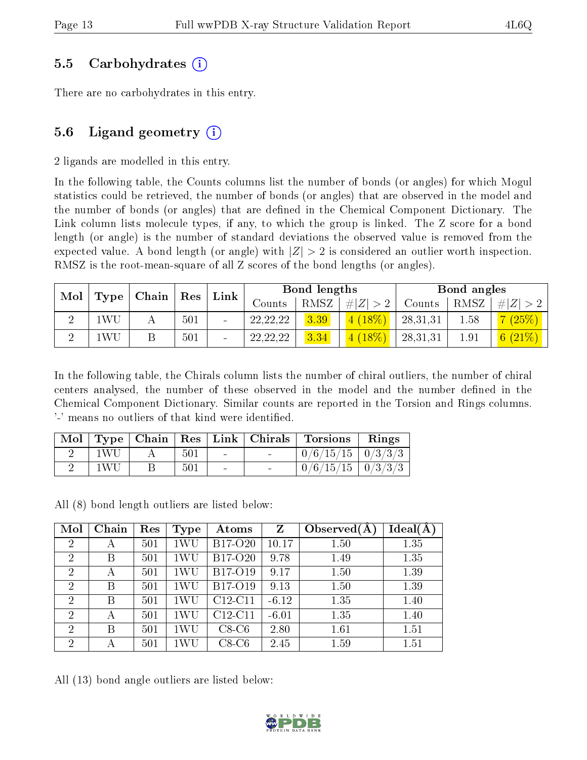## 5.5 Carbohydrates (i)

There are no carbohydrates in this entry.

## 5.6 Ligand geometry (i)

2 ligands are modelled in this entry.

In the following table, the Counts columns list the number of bonds (or angles) for which Mogul statistics could be retrieved, the number of bonds (or angles) that are observed in the model and the number of bonds (or angles) that are defined in the Chemical Component Dictionary. The Link column lists molecule types, if any, to which the group is linked. The Z score for a bond length (or angle) is the number of standard deviations the observed value is removed from the expected value. A bond length (or angle) with $|Z| > 2$ is considered an outlier worth inspection. RMSZ is the root-mean-square of all Z scores of the bond lengths (or angles).

| Mol | Type | Chain | Res | Link | Bond lengths | | | Bond angles | | |
|---|---|---|---|---|---|---|---|---|---|---|
| | | | | | Counts | RMSZ | #\|Z\| > 2 | Counts | RMSZ | #\|Z\| > 2 |
| 2 | 1WU | A | 501 | - | 22,22,22 | 3.39 | 4 (18%) | 28,31,31 | 1.58 | 7 (25%) |
| 2 | 1WU | B | 501 | - | 22,22,22 | 3.34 | 4 (18%) | 28,31,31 | 1.91 | 6 (21%) |

In the following table, the Chirals column lists the number of chiral outliers, the number of chiral centers analysed, the number of these observed in the model and the number defined in the Chemical Component Dictionary. Similar counts are reported in the Torsion and Rings columns. '-' means no outliers of that kind were identified.

| Mol | Type | Chain | Res | Link | Chirals | Torsions | Rings |
|---|---|---|---|---|---|---|---|
| 2 | 1WU | A | 501 | - | - | 0/6/15/15 | 0/3/3/3 |
| 2 | 1WU | B | 501 | - | - | 0/6/15/15 | 0/3/3/3 |

All (8) bond length outliers are listed below:

| Mol | Chain | Res | Type | Atoms | Z | Observed(Å) | Ideal(Å) |
|---|---|---|---|---|---|---|---|
| 2 | A | 501 | 1WU | B17-O20 | 10.17 | 1.50 | 1.35 |
| 2 | B | 501 | 1WU | B17-O20 | 9.78 | 1.49 | 1.35 |
| 2 | A | 501 | 1WU | B17-O19 | 9.17 | 1.50 | 1.39 |
| 2 | B | 501 | 1WU | B17-O19 | 9.13 | 1.50 | 1.39 |
| 2 | B | 501 | 1WU | C12-C11 | -6.12 | 1.35 | 1.40 |
| 2 | A | 501 | 1WU | C12-C11 | -6.01 | 1.35 | 1.40 |
| 2 | B | 501 | 1WU | C8-C6 | 2.80 | 1.61 | 1.51 |
| 2 | A | 501 | 1WU | C8-C6 | 2.45 | 1.59 | 1.51 |

All (13) bond angle outliers are listed below: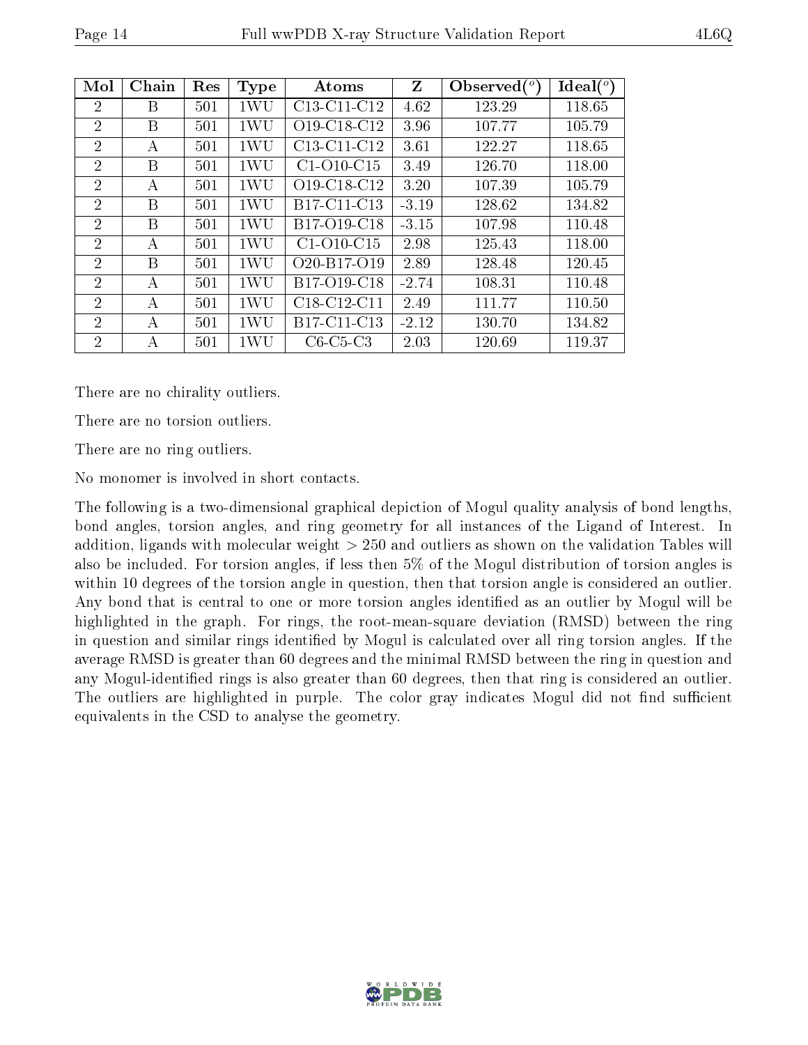| Mol | Chain | Res | Type | Atoms | Z | Observed(°) | Ideal(°) |
|---|---|---|---|---|---|---|---|
| 2 | B | 501 | 1WU | C13-C11-C12 | 4.62 | 123.29 | 118.65 |
| 2 | B | 501 | 1WU | O19-C18-C12 | 3.96 | 107.77 | 105.79 |
| 2 | A | 501 | 1WU | C13-C11-C12 | 3.61 | 122.27 | 118.65 |
| 2 | B | 501 | 1WU | C1-O10-C15 | 3.49 | 126.70 | 118.00 |
| 2 | A | 501 | 1WU | O19-C18-C12 | 3.20 | 107.39 | 105.79 |
| 2 | B | 501 | 1WU | B17-C11-C13 | -3.19 | 128.62 | 134.82 |
| 2 | B | 501 | 1WU | B17-O19-C18 | -3.15 | 107.98 | 110.48 |
| 2 | A | 501 | 1WU | C1-O10-C15 | 2.98 | 125.43 | 118.00 |
| 2 | B | 501 | 1WU | O20-B17-O19 | 2.89 | 128.48 | 120.45 |
| 2 | A | 501 | 1WU | B17-O19-C18 | -2.74 | 108.31 | 110.48 |
| 2 | A | 501 | 1WU | C18-C12-C11 | 2.49 | 111.77 | 110.50 |
| 2 | A | 501 | 1WU | B17-C11-C13 | -2.12 | 130.70 | 134.82 |
| 2 | A | 501 | 1WU | C6-C5-C3 | 2.03 | 120.69 | 119.37 |

There are no chirality outliers.

There are no torsion outliers.

There are no ring outliers.

No monomer is involved in short contacts.

The following is a two-dimensional graphical depiction of Mogul quality analysis of bond lengths, bond angles, torsion angles, and ring geometry for all instances of the Ligand of Interest. In addition, ligands with molecular weight > 250 and outliers as shown on the validation Tables will also be included. For torsion angles, if less then 5% of the Mogul distribution of torsion angles is within 10 degrees of the torsion angle in question, then that torsion angle is considered an outlier. Any bond that is central to one or more torsion angles identified as an outlier by Mogul will be highlighted in the graph. For rings, the root-mean-square deviation (RMSD) between the ring in question and similar rings identified by Mogul is calculated over all ring torsion angles. If the average RMSD is greater than 60 degrees and the minimal RMSD between the ring in question and any Mogul-identified rings is also greater than 60 degrees, then that ring is considered an outlier. The outliers are highlighted in purple. The color gray indicates Mogul did not find sufficient equivalents in the CSD to analyse the geometry.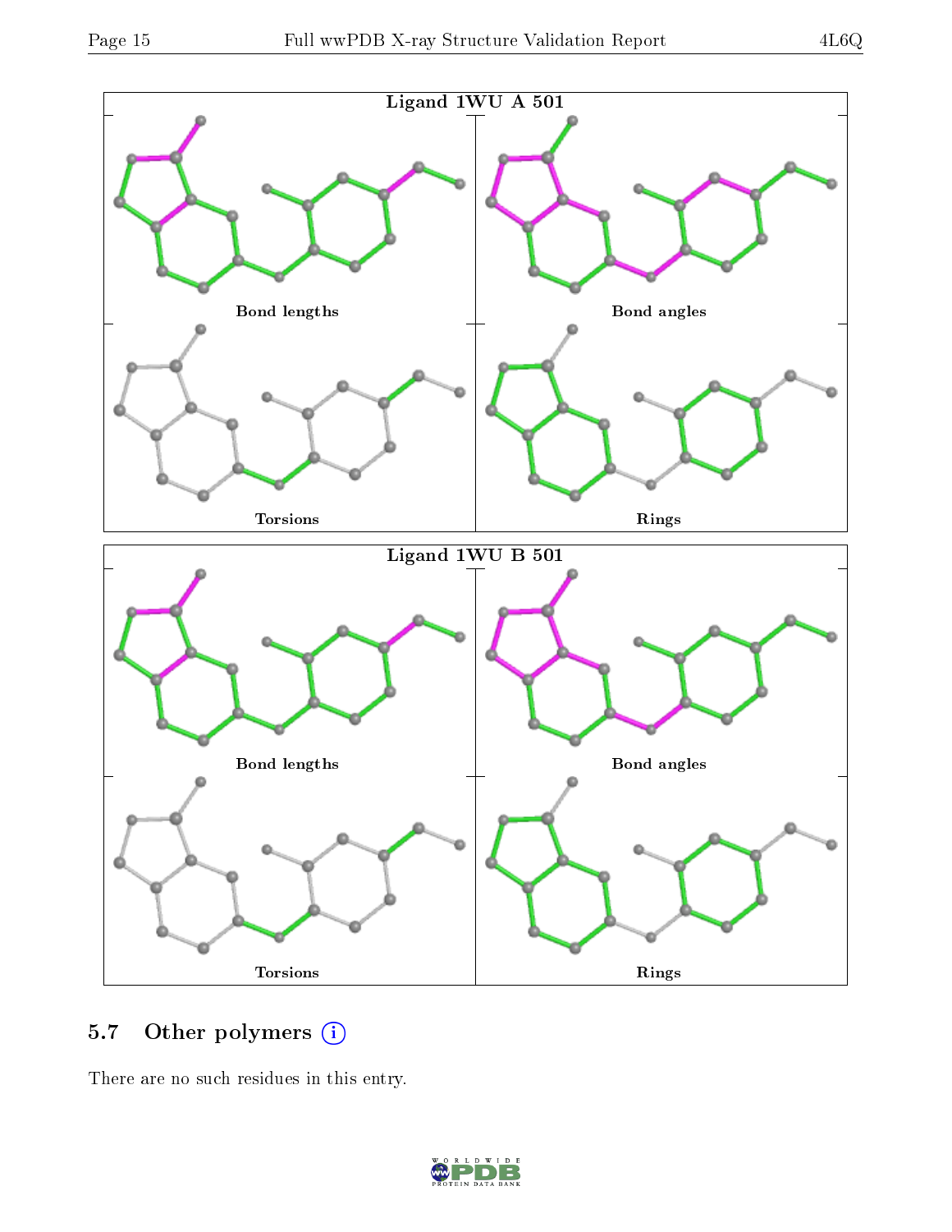Ligand 1WU A 501

Bond lengths

Bond angles

Torsions

Rings

Ligand 1WU B 501

Bond lengths

Bond angles

Torsions

Rings

## 5.7 Other polymers

There are no such residues in this entry.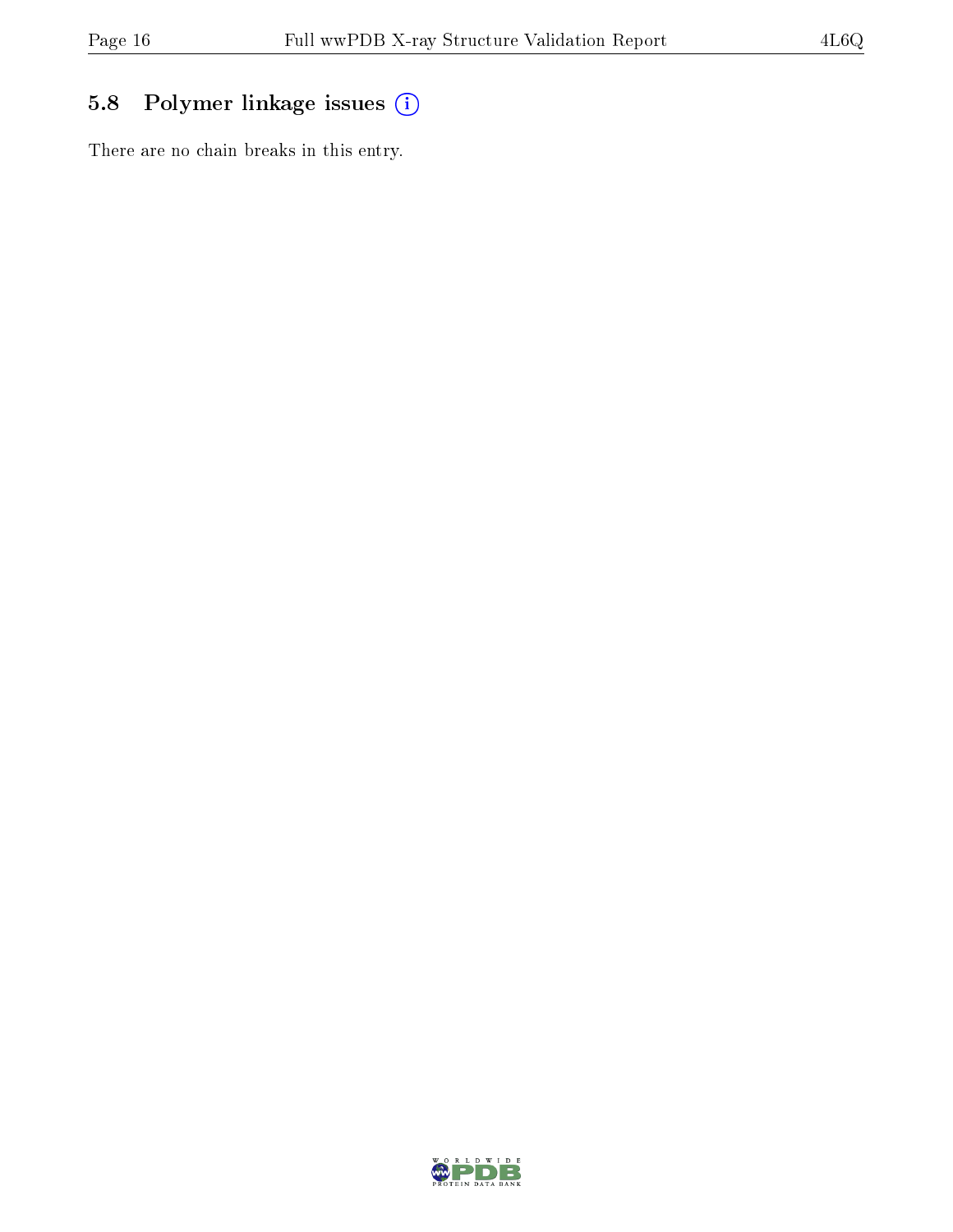### 5.8 Polymer linkage issues

There are no chain breaks in this entry.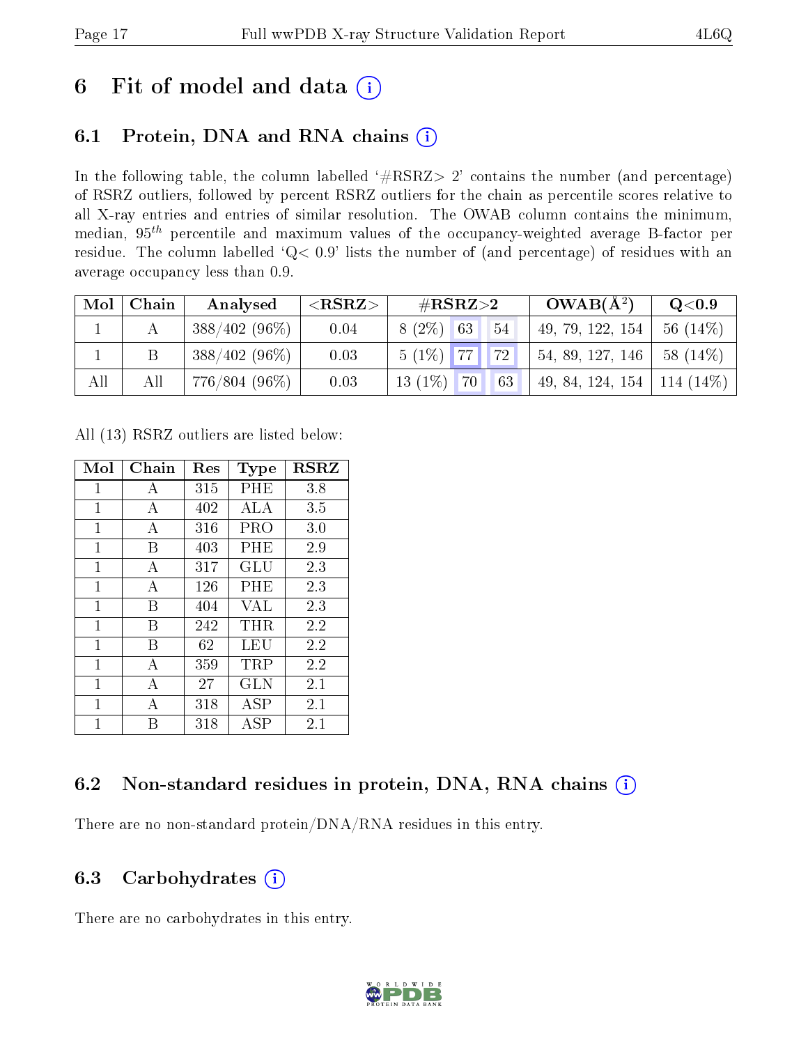# 6 Fit of model and data (i)

## 6.1 Protein, DNA and RNA chains (i)

In the following table, the column labelled '#RSRZ> 2' contains the number (and percentage) of RSRZ outliers, followed by percent RSRZ outliers for the chain as percentile scores relative to all X-ray entries and entries of similar resolution. The OWAB column contains the minimum, median, $95^{th}$ percentile and maximum values of the occupancy-weighted average B-factor per residue. The column labelled 'Q< 0.9' lists the number of (and percentage) of residues with an average occupancy less than 0.9.

| Mol | Chain | Analysed | <RSRZ> | #RSRZ>2 | | | OWAB(Å$^2$) | Q<0.9 |
|---|---|---|---|---|---|---|---|---|
| 1 | A | 388/402 (96%) | 0.04 | 8 (2%) | 63 | 54 | 49, 79, 122, 154 | 56 (14%) |
| 1 | B | 388/402 (96%) | 0.03 | 5 (1%) | 77 | 72 | 54, 89, 127, 146 | 58 (14%) |
| All | All | 776/804 (96%) | 0.03 | 13 (1%) | 70 | 63 | 49, 84, 124, 154 | 114 (14%) |

All (13) RSRZ outliers are listed below:

| Mol | Chain | Res | Type | RSRZ |
|---|---|---|---|---|
| 1 | A | 315 | PHE | 3.8 |
| 1 | A | 402 | ALA | 3.5 |
| 1 | A | 316 | PRO | 3.0 |
| 1 | B | 403 | PHE | 2.9 |
| 1 | A | 317 | GLU | 2.3 |
| 1 | A | 126 | PHE | 2.3 |
| 1 | B | 404 | VAL | 2.3 |
| 1 | B | 242 | THR | 2.2 |
| 1 | B | 62 | LEU | 2.2 |
| 1 | A | 359 | TRP | 2.2 |
| 1 | A | 27 | GLN | 2.1 |
| 1 | A | 318 | ASP | 2.1 |
| 1 | B | 318 | ASP | 2.1 |

## 6.2 Non-standard residues in protein, DNA, RNA chains (i)

There are no non-standard protein/DNA/RNA residues in this entry.

## 6.3 Carbohydrates (i)

There are no carbohydrates in this entry.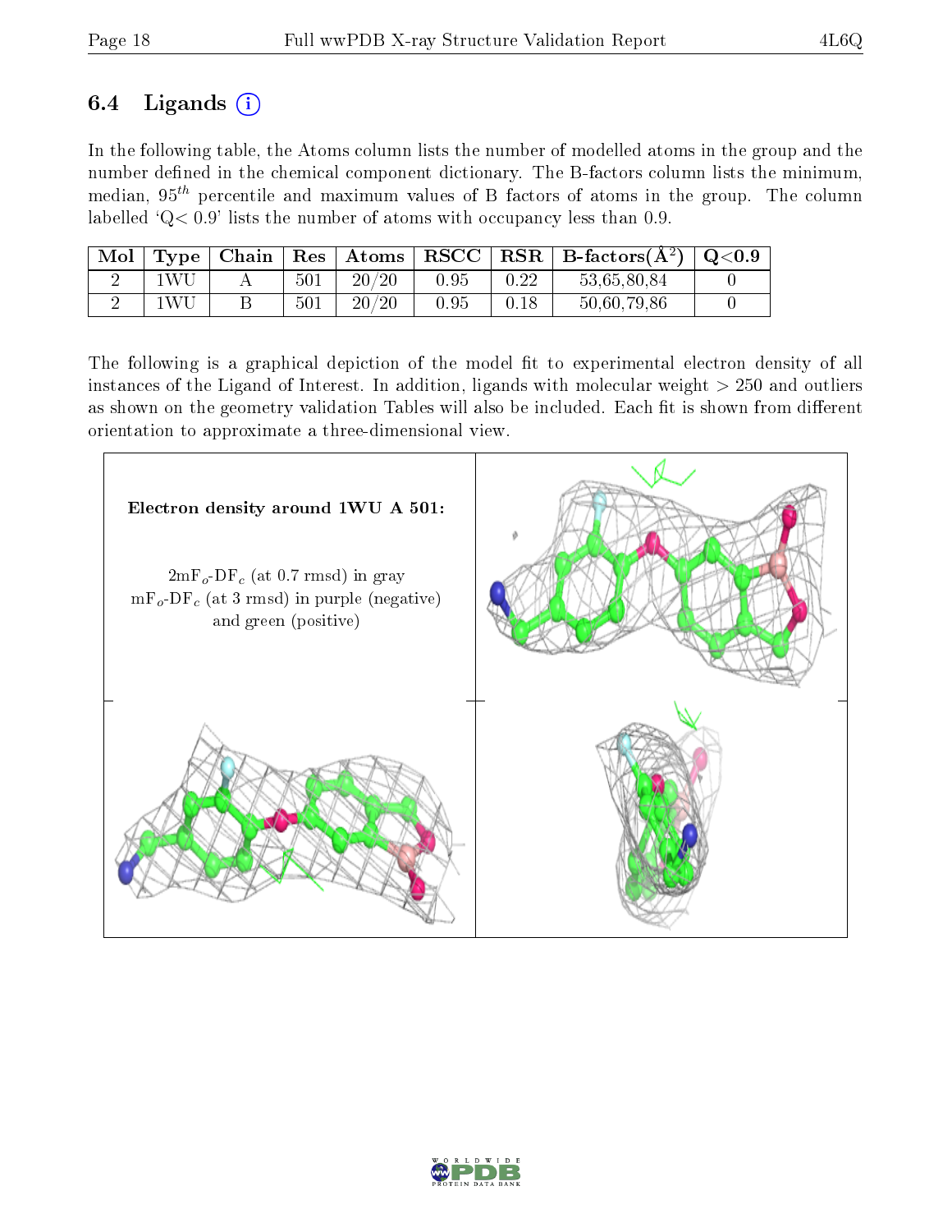### 6.4 Ligands (i)

In the following table, the Atoms column lists the number of modelled atoms in the group and the number defined in the chemical component dictionary. The B-factors column lists the minimum, median, $95^{th}$ percentile and maximum values of B factors of atoms in the group. The column labelled 'Q< 0.9' lists the number of atoms with occupancy less than 0.9.

| Mol | Type | Chain | Res | Atoms | RSCC | RSR | B-factors($Å^2$) | Q<0.9 |
|---|---|---|---|---|---|---|---|---|
| 2 | 1WU | A | 501 | 20/20 | 0.95 | 0.22 | 53,65,80,84 | 0 |
| 2 | 1WU | B | 501 | 20/20 | 0.95 | 0.18 | 50,60,79,86 | 0 |

The following is a graphical depiction of the model fit to experimental electron density of all instances of the Ligand of Interest. In addition, ligands with molecular weight > 250 and outliers as shown on the geometry validation Tables will also be included. Each fit is shown from different orientation to approximate a three-dimensional view.

**Electron density around 1WU A 501:**

$2mF_o$-$DF_c$ (at 0.7 rmsd) in gray
$mF_o$-$DF_c$ (at 3 rmsd) in purple (negative) and green (positive)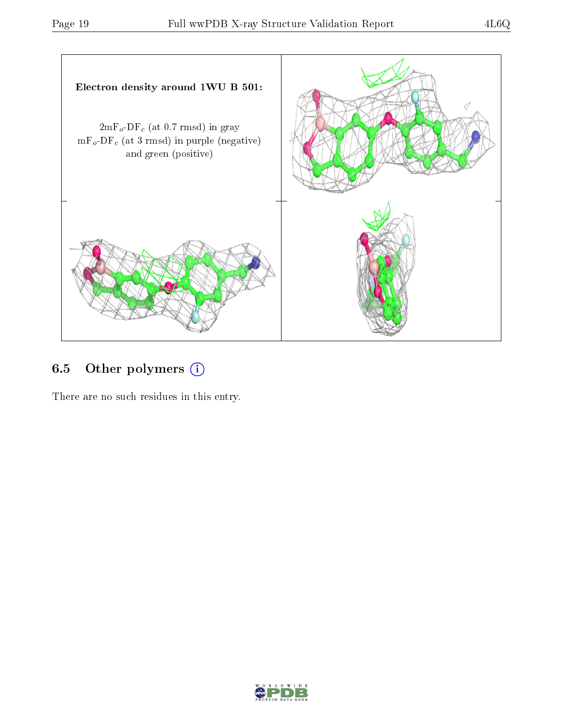**Electron density around 1WU B 501:**

$2mF_o$-$DF_c$ (at 0.7 rmsd) in gray
$mF_o$-$DF_c$ (at 3 rmsd) in purple (negative)
and green (positive)

## 6.5 Other polymers

There are no such residues in this entry.